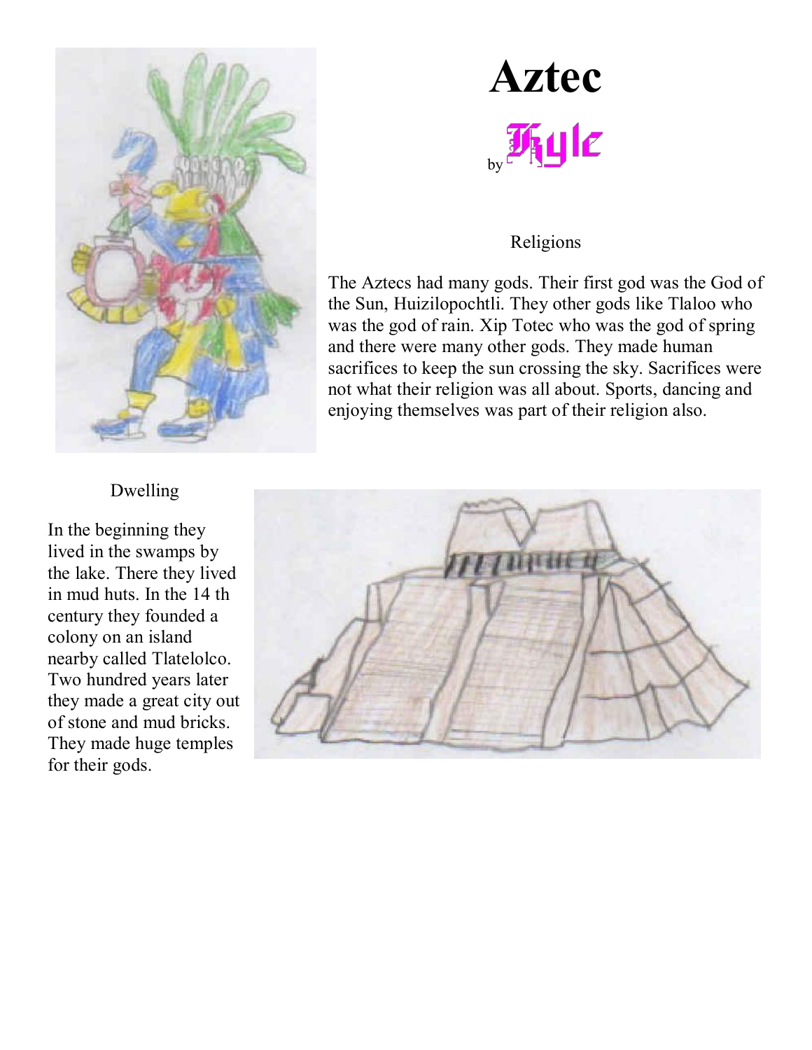# Aztec

by Kyle

## Religions

The Aztecs had many gods. Their first god was the God of the Sun, Huizilopochtli. They other gods like Tlaloo who was the god of rain. Xip Totec who was the god of spring and there were many other gods. They made human sacrifices to keep the sun crossing the sky. Sacrifices were not what their religion was all about. Sports, dancing and enjoying themselves was part of their religion also.

## Dwelling

In the beginning they lived in the swamps by the lake. There they lived in mud huts. In the 14 th century they founded a colony on an island nearby called Tlatelolco. Two hundred years later they made a great city out of stone and mud bricks. They made huge temples for their gods.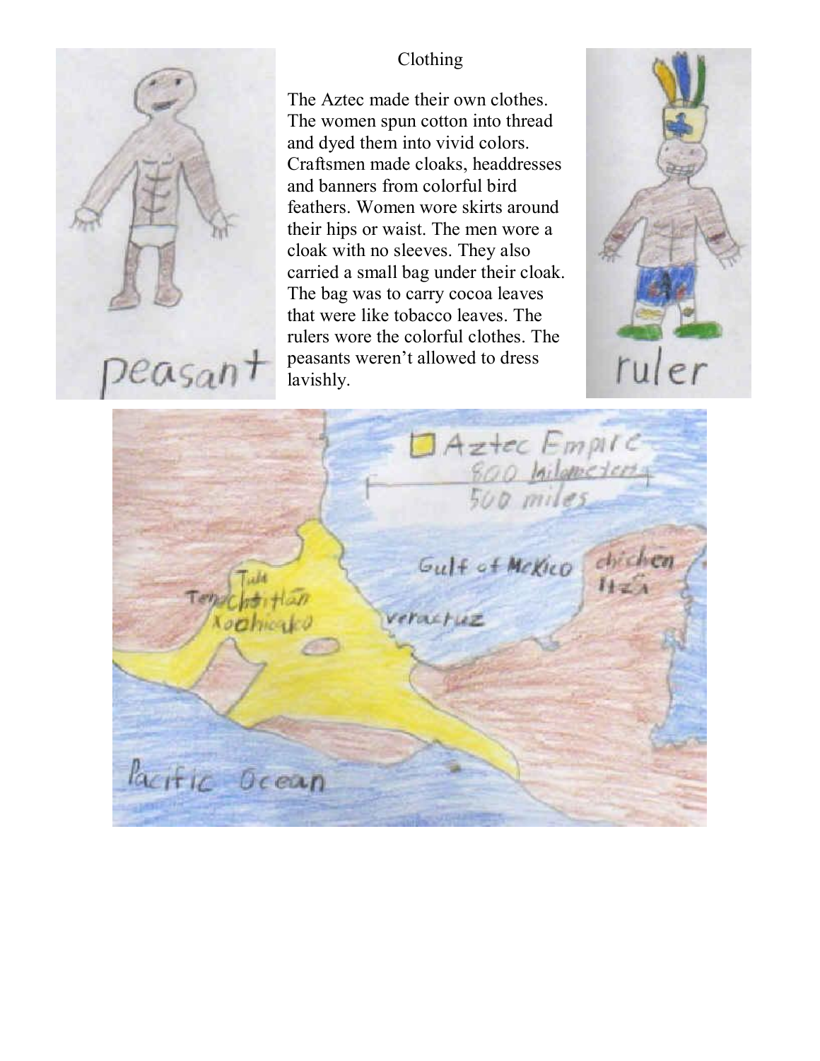## Clothing

The Aztec made their own clothes. The women spun cotton into thread and dyed them into vivid colors. Craftsmen made cloaks, headdresses and banners from colorful bird feathers. Women wore skirts around their hips or waist. The men wore a cloak with no sleeves. They also carried a small bag under their cloak. The bag was to carry cocoa leaves that were like tobacco leaves. The rulers wore the colorful clothes. The peasants weren't allowed to dress lavishly.

peasant

ruler

Aztec Empire

800 kilometers

500 miles

Gulf of Mexico

Tula

Tenochtitlan

Xochicalco

Veracruz

Chichen Itza

Pacific Ocean